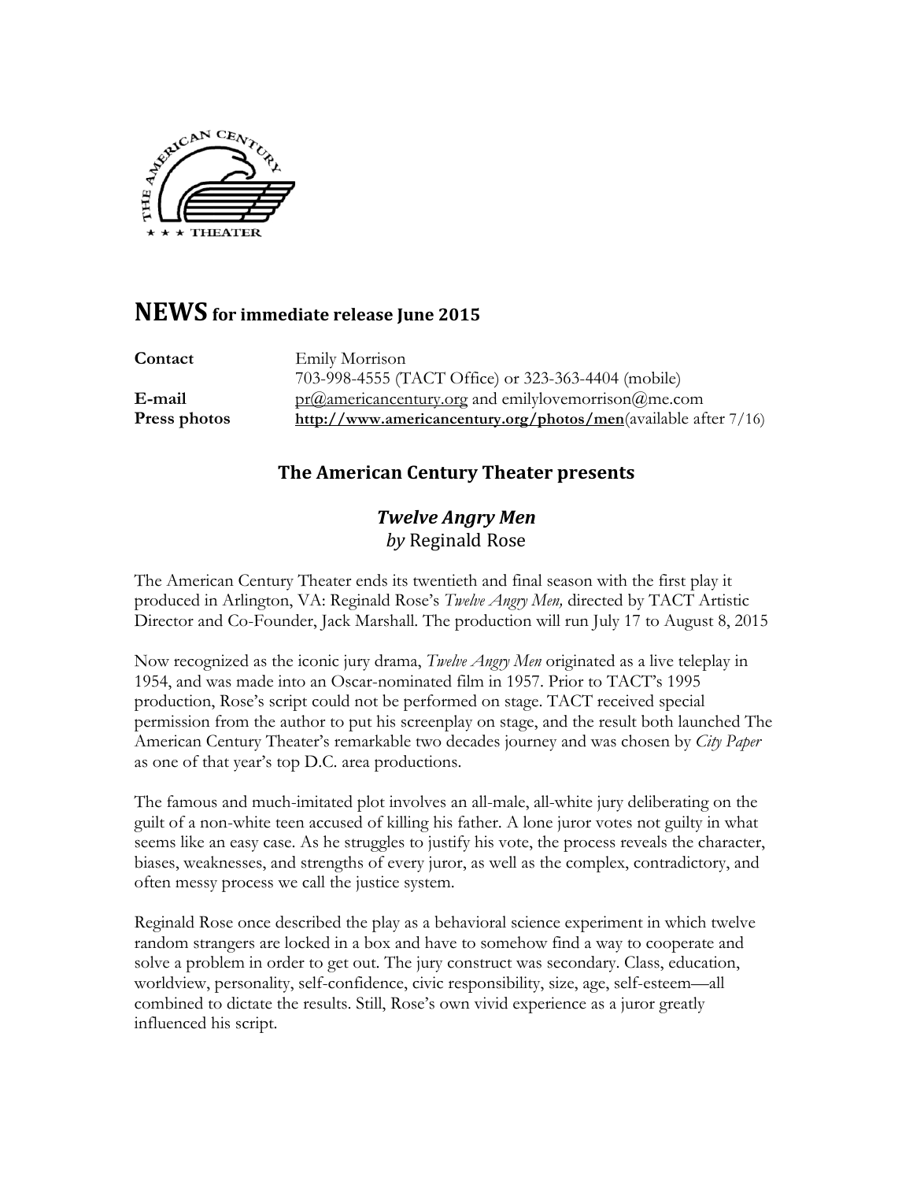# **NEWS** for immediate release June 2015

| | |
|---|---|
| **Contact** | Emily Morrison |
| | 703-998-4555 (TACT Office) or 323-363-4404 (mobile) |
| **E-mail** | pr@americancentury.org and emilylovemorrison@me.com |
| **Press photos** | **http://www.americancentury.org/photos/men**(available after 7/16) |

## The American Century Theater presents

### *Twelve Angry Men*
### *by* Reginald Rose

The American Century Theater ends its twentieth and final season with the first play it produced in Arlington, VA: Reginald Rose's *Twelve Angry Men,* directed by TACT Artistic Director and Co-Founder, Jack Marshall. The production will run July 17 to August 8, 2015

Now recognized as the iconic jury drama, *Twelve Angry Men* originated as a live teleplay in 1954, and was made into an Oscar-nominated film in 1957. Prior to TACT's 1995 production, Rose's script could not be performed on stage. TACT received special permission from the author to put his screenplay on stage, and the result both launched The American Century Theater's remarkable two decades journey and was chosen by *City Paper* as one of that year's top D.C. area productions.

The famous and much-imitated plot involves an all-male, all-white jury deliberating on the guilt of a non-white teen accused of killing his father. A lone juror votes not guilty in what seems like an easy case. As he struggles to justify his vote, the process reveals the character, biases, weaknesses, and strengths of every juror, as well as the complex, contradictory, and often messy process we call the justice system.

Reginald Rose once described the play as a behavioral science experiment in which twelve random strangers are locked in a box and have to somehow find a way to cooperate and solve a problem in order to get out. The jury construct was secondary. Class, education, worldview, personality, self-confidence, civic responsibility, size, age, self-esteem—all combined to dictate the results. Still, Rose's own vivid experience as a juror greatly influenced his script.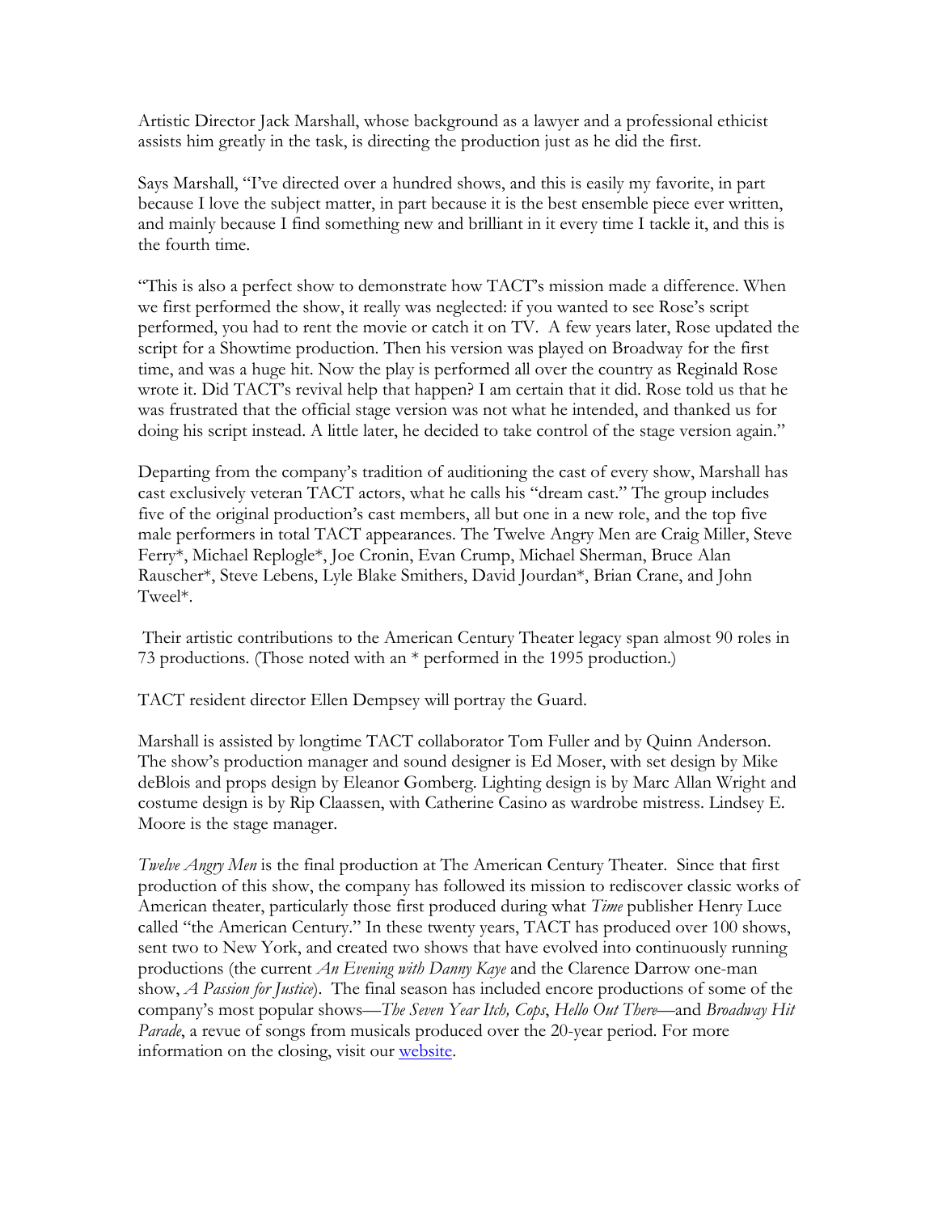Artistic Director Jack Marshall, whose background as a lawyer and a professional ethicist assists him greatly in the task, is directing the production just as he did the first.

Says Marshall, "I've directed over a hundred shows, and this is easily my favorite, in part because I love the subject matter, in part because it is the best ensemble piece ever written, and mainly because I find something new and brilliant in it every time I tackle it, and this is the fourth time.

"This is also a perfect show to demonstrate how TACT's mission made a difference. When we first performed the show, it really was neglected: if you wanted to see Rose's script performed, you had to rent the movie or catch it on TV. A few years later, Rose updated the script for a Showtime production. Then his version was played on Broadway for the first time, and was a huge hit. Now the play is performed all over the country as Reginald Rose wrote it. Did TACT's revival help that happen? I am certain that it did. Rose told us that he was frustrated that the official stage version was not what he intended, and thanked us for doing his script instead. A little later, he decided to take control of the stage version again."

Departing from the company's tradition of auditioning the cast of every show, Marshall has cast exclusively veteran TACT actors, what he calls his "dream cast." The group includes five of the original production's cast members, all but one in a new role, and the top five male performers in total TACT appearances. The Twelve Angry Men are Craig Miller, Steve Ferry*, Michael Replogle*, Joe Cronin, Evan Crump, Michael Sherman, Bruce Alan Rauscher*, Steve Lebens, Lyle Blake Smithers, David Jourdan*, Brian Crane, and John Tweel*.

Their artistic contributions to the American Century Theater legacy span almost 90 roles in 73 productions. (Those noted with an * performed in the 1995 production.)

TACT resident director Ellen Dempsey will portray the Guard.

Marshall is assisted by longtime TACT collaborator Tom Fuller and by Quinn Anderson. The show's production manager and sound designer is Ed Moser, with set design by Mike deBlois and props design by Eleanor Gomberg. Lighting design is by Marc Allan Wright and costume design is by Rip Claassen, with Catherine Casino as wardrobe mistress. Lindsey E. Moore is the stage manager.

*Twelve Angry Men* is the final production at The American Century Theater. Since that first production of this show, the company has followed its mission to rediscover classic works of American theater, particularly those first produced during what *Time* publisher Henry Luce called "the American Century." In these twenty years, TACT has produced over 100 shows, sent two to New York, and created two shows that have evolved into continuously running productions (the current *An Evening with Danny Kaye* and the Clarence Darrow one-man show, *A Passion for Justice*). The final season has included encore productions of some of the company's most popular shows—*The Seven Year Itch, Cops*, *Hello Out There*—and *Broadway Hit Parade*, a revue of songs from musicals produced over the 20-year period. For more information on the closing, visit our website.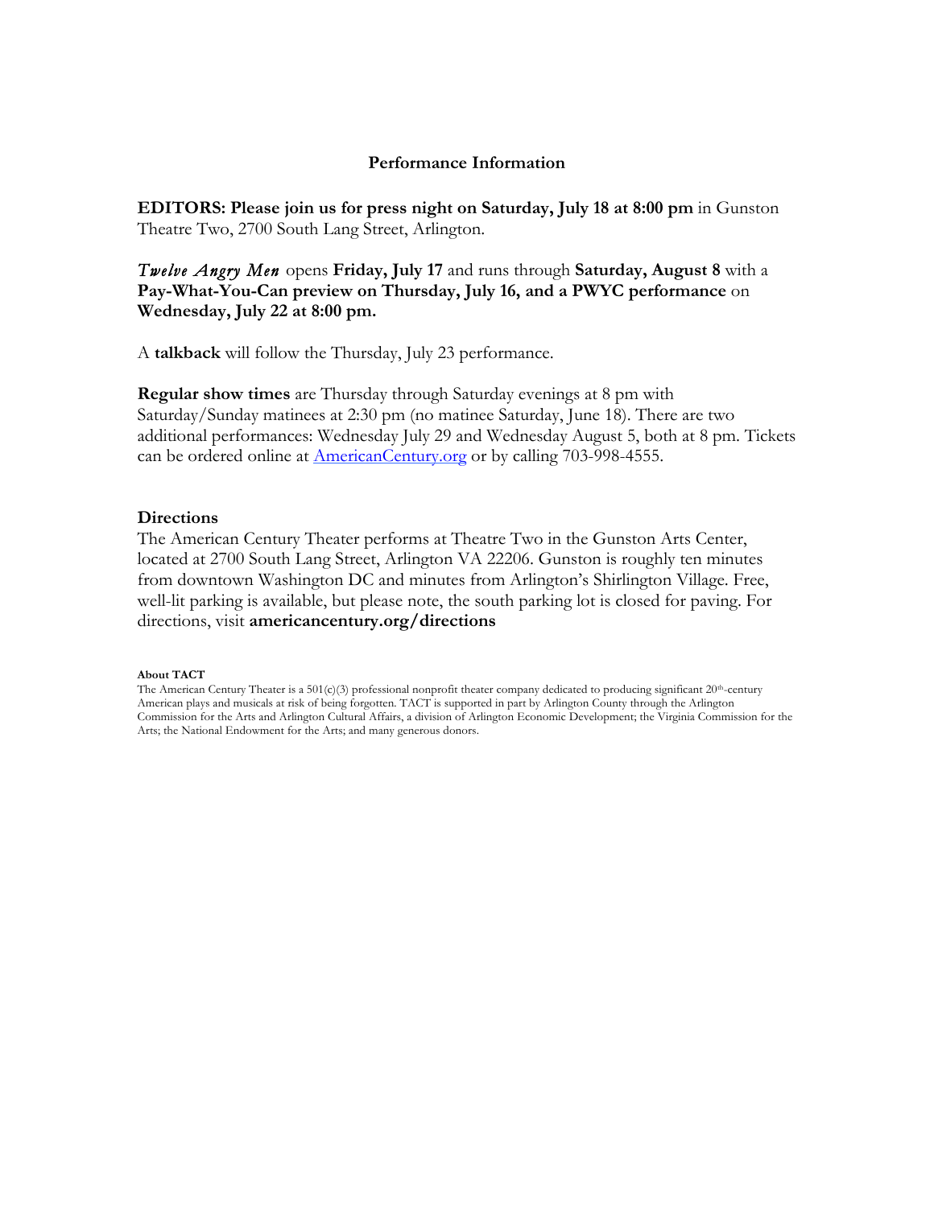### Performance Information

**EDITORS: Please join us for press night on Saturday, July 18 at 8:00 pm** in Gunston Theatre Two, 2700 South Lang Street, Arlington.

***Twelve Angry Men*** opens **Friday, July 17** and runs through **Saturday, August 8** with a **Pay-What-You-Can preview on Thursday, July 16, and a PWYC performance** on **Wednesday, July 22 at 8:00 pm.**

A **talkback** will follow the Thursday, July 23 performance.

**Regular show times** are Thursday through Saturday evenings at 8 pm with Saturday/Sunday matinees at 2:30 pm (no matinee Saturday, June 18). There are two additional performances: Wednesday July 29 and Wednesday August 5, both at 8 pm. Tickets can be ordered online at [AmericanCentury.org](AmericanCentury.org) or by calling 703-998-4555.

### Directions

The American Century Theater performs at Theatre Two in the Gunston Arts Center, located at 2700 South Lang Street, Arlington VA 22206. Gunston is roughly ten minutes from downtown Washington DC and minutes from Arlington's Shirlington Village. Free, well-lit parking is available, but please note, the south parking lot is closed for paving. For directions, visit **americancentury.org/directions**

**About TACT**

The American Century Theater is a 501(c)(3) professional nonprofit theater company dedicated to producing significant 20th-century American plays and musicals at risk of being forgotten. TACT is supported in part by Arlington County through the Arlington Commission for the Arts and Arlington Cultural Affairs, a division of Arlington Economic Development; the Virginia Commission for the Arts; the National Endowment for the Arts; and many generous donors.